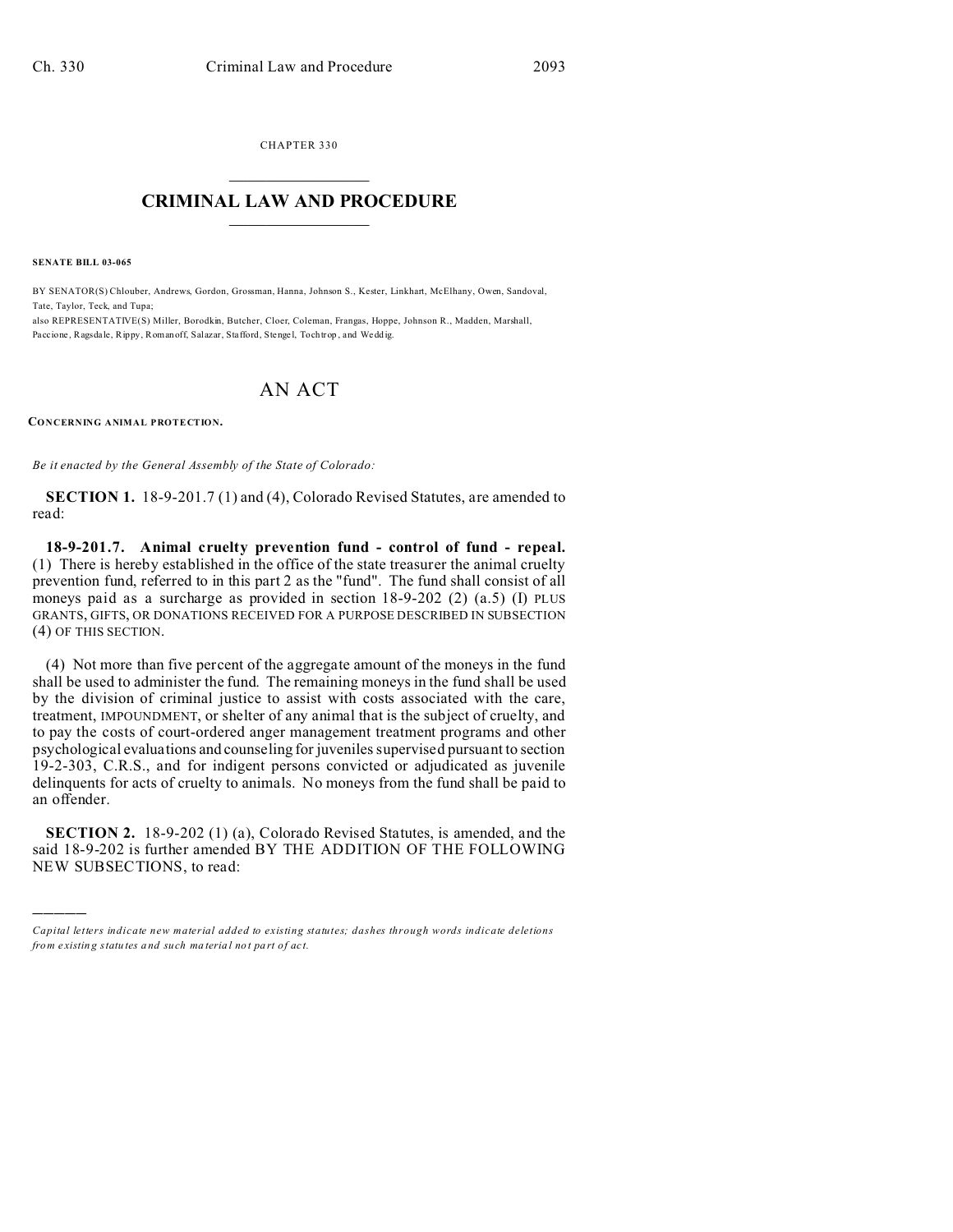CHAPTER 330

# CRIMINAL LAW AND PROCEDURE

**SENATE BILL 03-065**

BY SENATOR(S) Chlouber, Andrews, Gordon, Grossman, Hanna, Johnson S., Kester, Linkhart, McElhany, Owen, Sandoval, Tate, Taylor, Teck, and Tupa;
also REPRESENTATIVE(S) Miller, Borodkin, Butcher, Cloer, Coleman, Frangas, Hoppe, Johnson R., Madden, Marshall, Paccione, Ragsdale, Rippy, Romanoff, Salazar, Stafford, Stengel, Tochtrop, and Weddig.

## AN ACT

**CONCERNING ANIMAL PROTECTION.**

*Be it enacted by the General Assembly of the State of Colorado:*

**SECTION 1.** 18-9-201.7 (1) and (4), Colorado Revised Statutes, are amended to read:

**18-9-201.7. Animal cruelty prevention fund - control of fund - repeal.** (1) There is hereby established in the office of the state treasurer the animal cruelty prevention fund, referred to in this part 2 as the "fund". The fund shall consist of all moneys paid as a surcharge as provided in section 18-9-202 (2) (a.5) (I) PLUS GRANTS, GIFTS, OR DONATIONS RECEIVED FOR A PURPOSE DESCRIBED IN SUBSECTION (4) OF THIS SECTION.

(4) Not more than five percent of the aggregate amount of the moneys in the fund shall be used to administer the fund. The remaining moneys in the fund shall be used by the division of criminal justice to assist with costs associated with the care, treatment, IMPOUNDMENT, or shelter of any animal that is the subject of cruelty, and to pay the costs of court-ordered anger management treatment programs and other psychological evaluations and counseling for juveniles supervised pursuant to section 19-2-303, C.R.S., and for indigent persons convicted or adjudicated as juvenile delinquents for acts of cruelty to animals. No moneys from the fund shall be paid to an offender.

**SECTION 2.** 18-9-202 (1) (a), Colorado Revised Statutes, is amended, and the said 18-9-202 is further amended BY THE ADDITION OF THE FOLLOWING NEW SUBSECTIONS, to read:

---

*Capital letters indicate new material added to existing statutes; dashes through words indicate deletions from existing statutes and such material not part of act.*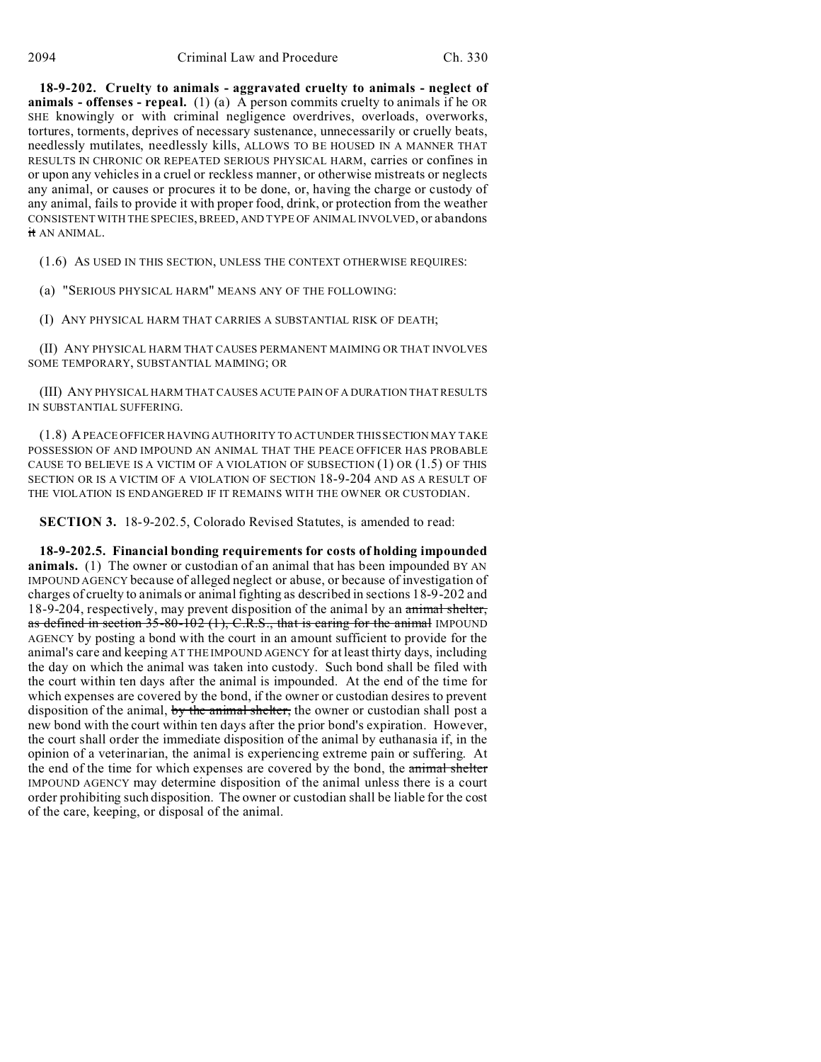**18-9-202. Cruelty to animals - aggravated cruelty to animals - neglect of animals - offenses - repeal.** (1) (a) A person commits cruelty to animals if he OR SHE knowingly or with criminal negligence overdrives, overloads, overworks, tortures, torments, deprives of necessary sustenance, unnecessarily or cruelly beats, needlessly mutilates, needlessly kills, ALLOWS TO BE HOUSED IN A MANNER THAT RESULTS IN CHRONIC OR REPEATED SERIOUS PHYSICAL HARM, carries or confines in or upon any vehicles in a cruel or reckless manner, or otherwise mistreats or neglects any animal, or causes or procures it to be done, or, having the charge or custody of any animal, fails to provide it with proper food, drink, or protection from the weather CONSISTENT WITH THE SPECIES, BREED, AND TYPE OF ANIMAL INVOLVED, or abandons ~~it~~ AN ANIMAL.

(1.6) AS USED IN THIS SECTION, UNLESS THE CONTEXT OTHERWISE REQUIRES:

(a) "SERIOUS PHYSICAL HARM" MEANS ANY OF THE FOLLOWING:

(I) ANY PHYSICAL HARM THAT CARRIES A SUBSTANTIAL RISK OF DEATH;

(II) ANY PHYSICAL HARM THAT CAUSES PERMANENT MAIMING OR THAT INVOLVES SOME TEMPORARY, SUBSTANTIAL MAIMING; OR

(III) ANY PHYSICAL HARM THAT CAUSES ACUTE PAIN OF A DURATION THAT RESULTS IN SUBSTANTIAL SUFFERING.

(1.8) A PEACE OFFICER HAVING AUTHORITY TO ACT UNDER THIS SECTION MAY TAKE POSSESSION OF AND IMPOUND AN ANIMAL THAT THE PEACE OFFICER HAS PROBABLE CAUSE TO BELIEVE IS A VICTIM OF A VIOLATION OF SUBSECTION (1) OR (1.5) OF THIS SECTION OR IS A VICTIM OF A VIOLATION OF SECTION 18-9-204 AND AS A RESULT OF THE VIOLATION IS ENDANGERED IF IT REMAINS WITH THE OWNER OR CUSTODIAN.

**SECTION 3.** 18-9-202.5, Colorado Revised Statutes, is amended to read:

**18-9-202.5. Financial bonding requirements for costs of holding impounded animals.** (1) The owner or custodian of an animal that has been impounded BY AN IMPOUND AGENCY because of alleged neglect or abuse, or because of investigation of charges of cruelty to animals or animal fighting as described in sections 18-9-202 and 18-9-204, respectively, may prevent disposition of the animal by an ~~animal shelter, as defined in section 35-80-102 (1), C.R.S., that is caring for the animal~~ IMPOUND AGENCY by posting a bond with the court in an amount sufficient to provide for the animal's care and keeping AT THE IMPOUND AGENCY for at least thirty days, including the day on which the animal was taken into custody. Such bond shall be filed with the court within ten days after the animal is impounded. At the end of the time for which expenses are covered by the bond, if the owner or custodian desires to prevent disposition of the animal, ~~by the animal shelter,~~ the owner or custodian shall post a new bond with the court within ten days after the prior bond's expiration. However, the court shall order the immediate disposition of the animal by euthanasia if, in the opinion of a veterinarian, the animal is experiencing extreme pain or suffering. At the end of the time for which expenses are covered by the bond, the ~~animal shelter~~ IMPOUND AGENCY may determine disposition of the animal unless there is a court order prohibiting such disposition. The owner or custodian shall be liable for the cost of the care, keeping, or disposal of the animal.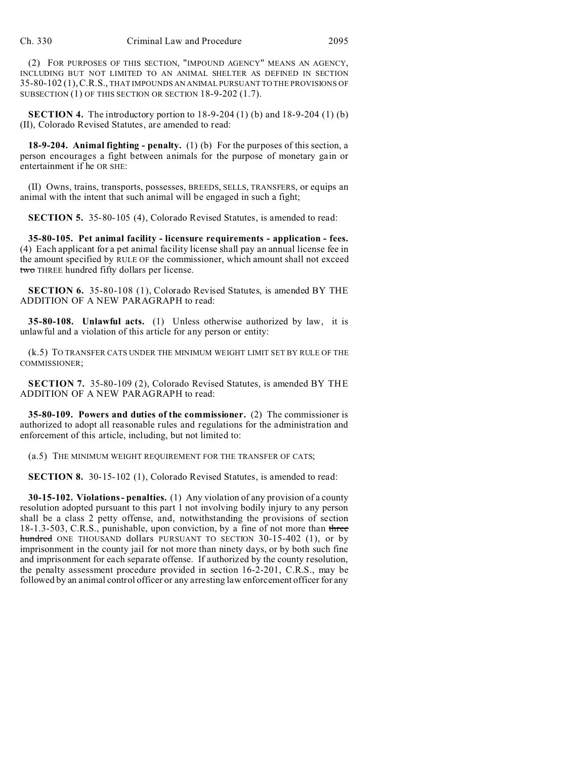(2) FOR PURPOSES OF THIS SECTION, "IMPOUND AGENCY" MEANS AN AGENCY, INCLUDING BUT NOT LIMITED TO AN ANIMAL SHELTER AS DEFINED IN SECTION 35-80-102 (1), C.R.S., THAT IMPOUNDS AN ANIMAL PURSUANT TO THE PROVISIONS OF SUBSECTION (1) OF THIS SECTION OR SECTION 18-9-202 (1.7).

**SECTION 4.** The introductory portion to 18-9-204 (1) (b) and 18-9-204 (1) (b) (II), Colorado Revised Statutes, are amended to read:

**18-9-204. Animal fighting - penalty.** (1) (b) For the purposes of this section, a person encourages a fight between animals for the purpose of monetary gain or entertainment if he OR SHE:

(II) Owns, trains, transports, possesses, BREEDS, SELLS, TRANSFERS, or equips an animal with the intent that such animal will be engaged in such a fight;

**SECTION 5.** 35-80-105 (4), Colorado Revised Statutes, is amended to read:

**35-80-105. Pet animal facility - licensure requirements - application - fees.** (4) Each applicant for a pet animal facility license shall pay an annual license fee in the amount specified by RULE OF the commissioner, which amount shall not exceed ~~two~~ THREE hundred fifty dollars per license.

**SECTION 6.** 35-80-108 (1), Colorado Revised Statutes, is amended BY THE ADDITION OF A NEW PARAGRAPH to read:

**35-80-108. Unlawful acts.** (1) Unless otherwise authorized by law, it is unlawful and a violation of this article for any person or entity:

(k.5) TO TRANSFER CATS UNDER THE MINIMUM WEIGHT LIMIT SET BY RULE OF THE COMMISSIONER;

**SECTION 7.** 35-80-109 (2), Colorado Revised Statutes, is amended BY THE ADDITION OF A NEW PARAGRAPH to read:

**35-80-109. Powers and duties of the commissioner.** (2) The commissioner is authorized to adopt all reasonable rules and regulations for the administration and enforcement of this article, including, but not limited to:

(a.5) THE MINIMUM WEIGHT REQUIREMENT FOR THE TRANSFER OF CATS;

**SECTION 8.** 30-15-102 (1), Colorado Revised Statutes, is amended to read:

**30-15-102. Violations - penalties.** (1) Any violation of any provision of a county resolution adopted pursuant to this part 1 not involving bodily injury to any person shall be a class 2 petty offense, and, notwithstanding the provisions of section 18-1.3-503, C.R.S., punishable, upon conviction, by a fine of not more than ~~three hundred~~ ONE THOUSAND dollars PURSUANT TO SECTION 30-15-402 (1), or by imprisonment in the county jail for not more than ninety days, or by both such fine and imprisonment for each separate offense. If authorized by the county resolution, the penalty assessment procedure provided in section 16-2-201, C.R.S., may be followed by an animal control officer or any arresting law enforcement officer for any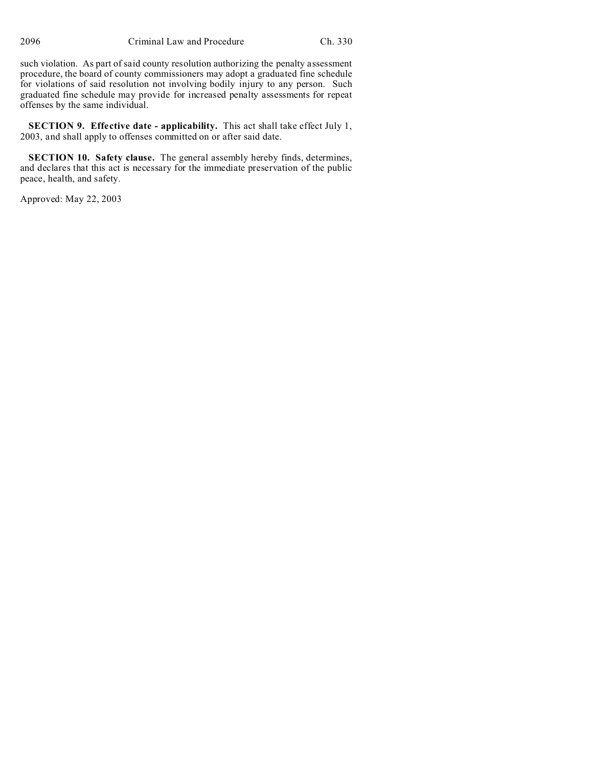such violation. As part of said county resolution authorizing the penalty assessment procedure, the board of county commissioners may adopt a graduated fine schedule for violations of said resolution not involving bodily injury to any person. Such graduated fine schedule may provide for increased penalty assessments for repeat offenses by the same individual.

**SECTION 9. Effective date - applicability.** This act shall take effect July 1, 2003, and shall apply to offenses committed on or after said date.

**SECTION 10. Safety clause.** The general assembly hereby finds, determines, and declares that this act is necessary for the immediate preservation of the public peace, health, and safety.

Approved: May 22, 2003